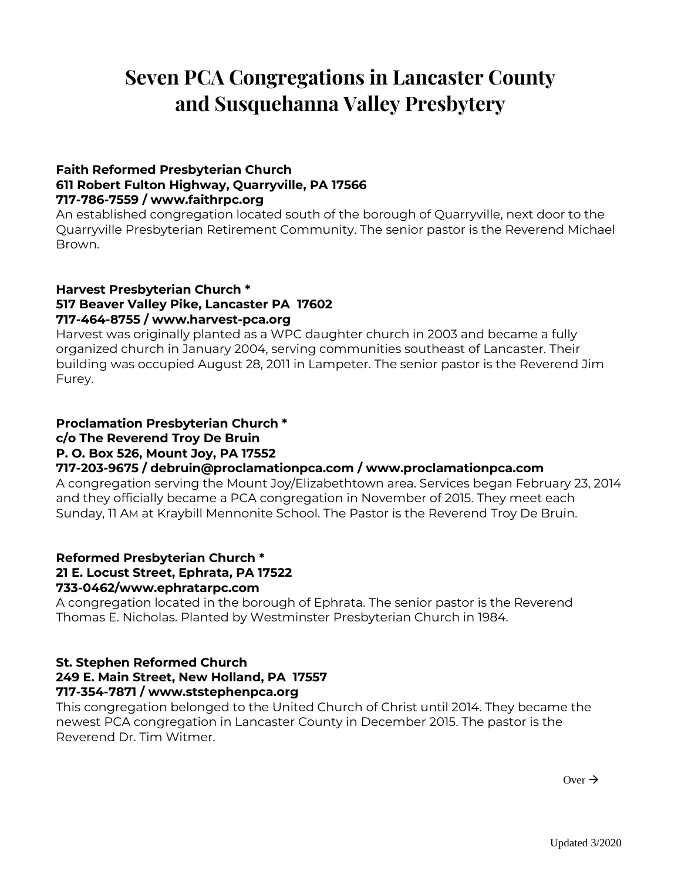# Seven PCA Congregations in Lancaster County and Susquehanna Valley Presbytery

**Faith Reformed Presbyterian Church**
**611 Robert Fulton Highway, Quarryville, PA 17566**
**717-786-7559 / www.faithrpc.org**
An established congregation located south of the borough of Quarryville, next door to the Quarryville Presbyterian Retirement Community. The senior pastor is the Reverend Michael Brown.

**Harvest Presbyterian Church ***
**517 Beaver Valley Pike, Lancaster PA 17602**
**717-464-8755 / www.harvest-pca.org**
Harvest was originally planted as a WPC daughter church in 2003 and became a fully organized church in January 2004, serving communities southeast of Lancaster. Their building was occupied August 28, 2011 in Lampeter. The senior pastor is the Reverend Jim Furey.

**Proclamation Presbyterian Church ***
**c/o The Reverend Troy De Bruin**
**P. O. Box 526, Mount Joy, PA 17552**
**717-203-9675 / debruin@proclamationpca.com / www.proclamationpca.com**
A congregation serving the Mount Joy/Elizabethtown area. Services began February 23, 2014 and they officially became a PCA congregation in November of 2015. They meet each Sunday, 11 AM at Kraybill Mennonite School. The Pastor is the Reverend Troy De Bruin.

**Reformed Presbyterian Church ***
**21 E. Locust Street, Ephrata, PA 17522**
**733-0462/www.ephratarpc.com**
A congregation located in the borough of Ephrata. The senior pastor is the Reverend Thomas E. Nicholas. Planted by Westminster Presbyterian Church in 1984.

**St. Stephen Reformed Church**
**249 E. Main Street, New Holland, PA 17557**
**717-354-7871 / www.ststephenpca.org**
This congregation belonged to the United Church of Christ until 2014. They became the newest PCA congregation in Lancaster County in December 2015. The pastor is the Reverend Dr. Tim Witmer.

Over →

Updated 3/2020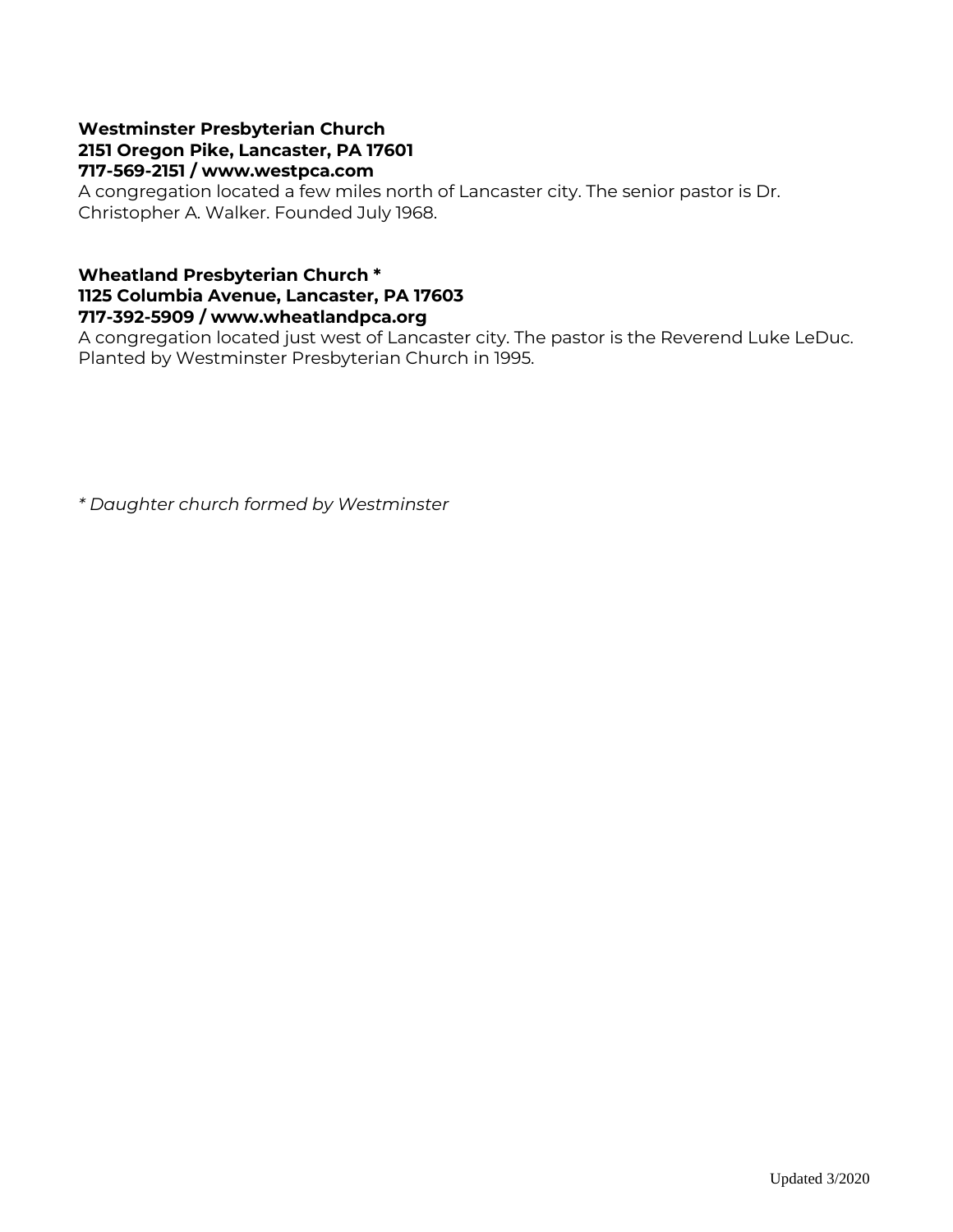**Westminster Presbyterian Church**
**2151 Oregon Pike, Lancaster, PA 17601**
**717-569-2151 / www.westpca.com**
A congregation located a few miles north of Lancaster city. The senior pastor is Dr. Christopher A. Walker. Founded July 1968.

**Wheatland Presbyterian Church ***
**1125 Columbia Avenue, Lancaster, PA 17603**
**717-392-5909 / www.wheatlandpca.org**
A congregation located just west of Lancaster city. The pastor is the Reverend Luke LeDuc. Planted by Westminster Presbyterian Church in 1995.

*\* Daughter church formed by Westminster*

Updated 3/2020